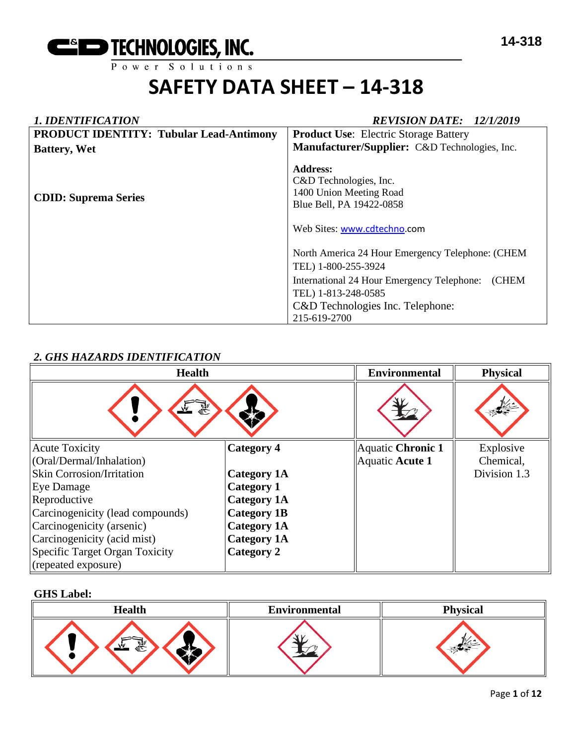**C&D TECHNOLOGIES, INC.**
Power Solutions

# SAFETY DATA SHEET – 14-318

## *1. IDENTIFICATION*

*REVISION DATE: 12/1/2019*

| **PRODUCT IDENTITY: Tubular Lead-Antimony Battery, Wet**<br><br>**CDID: Suprema Series** | **Product Use**: Electric Storage Battery<br>**Manufacturer/Supplier:** C&D Technologies, Inc.<br><br>**Address:**<br>C&D Technologies, Inc.<br>1400 Union Meeting Road<br>Blue Bell, PA 19422-0858<br><br>Web Sites: www.cdtechno.com<br><br>North America 24 Hour Emergency Telephone: (CHEM TEL) 1-800-255-3924<br>International 24 Hour Emergency Telephone: (CHEM TEL) 1-813-248-0585<br>C&D Technologies Inc. Telephone: 215-619-2700 |
|---|---|

## *2. GHS HAZARDS IDENTIFICATION*

| Health | | Environmental | Physical |
|---|---|---|---|
| Acute Toxicity (Oral/Dermal/Inhalation) | **Category 4** | Aquatic **Chronic 1** | Explosive Chemical, Division 1.3 |
| Skin Corrosion/Irritation | **Category 1A** | Aquatic **Acute 1** | |
| Eye Damage | **Category 1** | | |
| Reproductive | **Category 1A** | | |
| Carcinogenicity (lead compounds) | **Category 1B** | | |
| Carcinogenicity (arsenic) | **Category 1A** | | |
| Carcinogenicity (acid mist) | **Category 1A** | | |
| Specific Target Organ Toxicity (repeated exposure) | **Category 2** | | |

**GHS Label:**

| Health | Environmental | Physical |
|---|---|---|
| | | |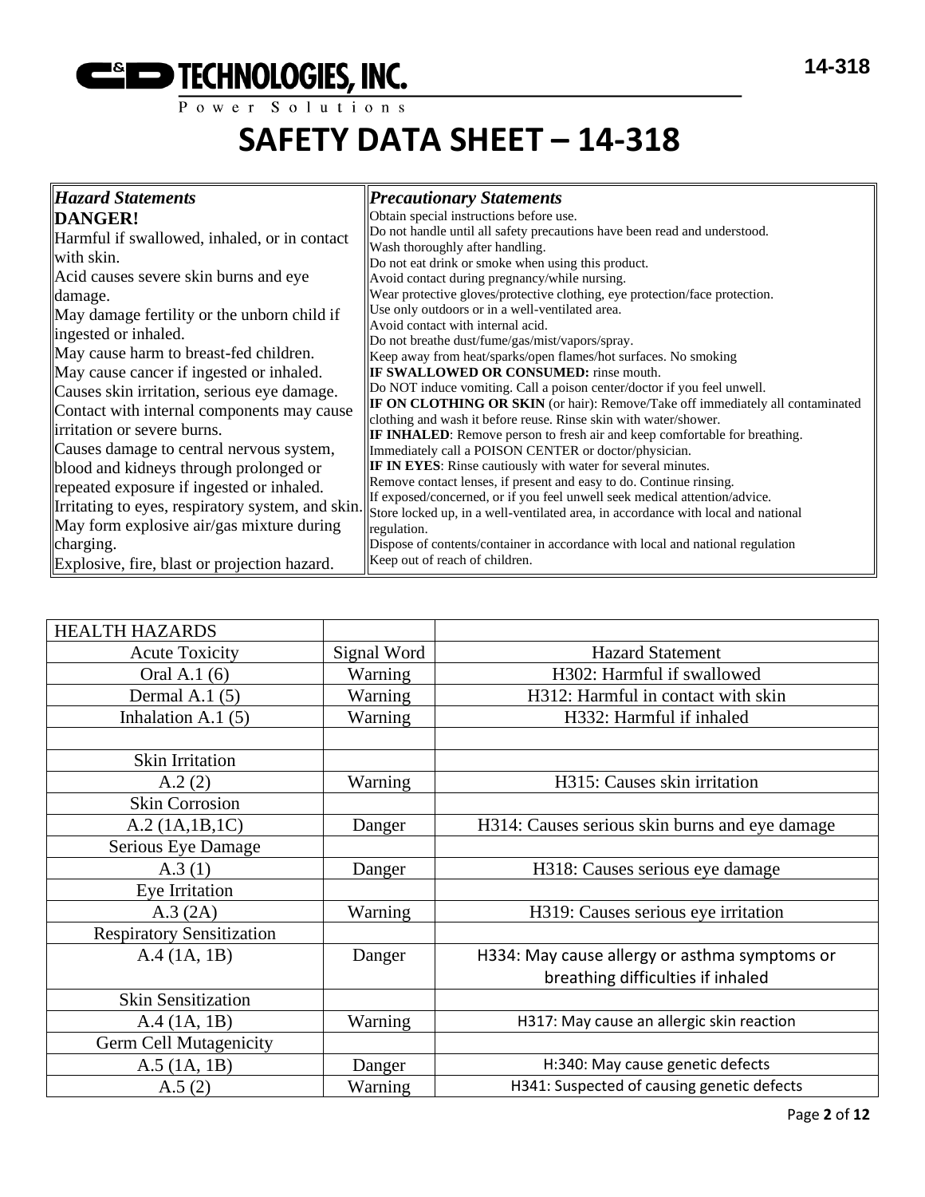# SAFETY DATA SHEET – 14-318

| ***Hazard Statements*** | ***Precautionary Statements*** |
|---|---|
| **DANGER!**<br>Harmful if swallowed, inhaled, or in contact with skin.<br>Acid causes severe skin burns and eye damage.<br>May damage fertility or the unborn child if ingested or inhaled.<br>May cause harm to breast-fed children.<br>May cause cancer if ingested or inhaled.<br>Causes skin irritation, serious eye damage.<br>Contact with internal components may cause irritation or severe burns.<br>Causes damage to central nervous system, blood and kidneys through prolonged or repeated exposure if ingested or inhaled.<br>Irritating to eyes, respiratory system, and skin.<br>May form explosive air/gas mixture during charging.<br>Explosive, fire, blast or projection hazard. | Obtain special instructions before use.<br>Do not handle until all safety precautions have been read and understood.<br>Wash thoroughly after handling.<br>Do not eat drink or smoke when using this product.<br>Avoid contact during pregnancy/while nursing.<br>Wear protective gloves/protective clothing, eye protection/face protection.<br>Use only outdoors or in a well-ventilated area.<br>Avoid contact with internal acid.<br>Do not breathe dust/fume/gas/mist/vapors/spray.<br>Keep away from heat/sparks/open flames/hot surfaces. No smoking<br>**IF SWALLOWED OR CONSUMED:** rinse mouth.<br>Do NOT induce vomiting. Call a poison center/doctor if you feel unwell.<br>**IF ON CLOTHING OR SKIN** (or hair): Remove/Take off immediately all contaminated clothing and wash it before reuse. Rinse skin with water/shower.<br>**IF INHALED**: Remove person to fresh air and keep comfortable for breathing.<br>Immediately call a POISON CENTER or doctor/physician.<br>**IF IN EYES**: Rinse cautiously with water for several minutes.<br>Remove contact lenses, if present and easy to do. Continue rinsing.<br>If exposed/concerned, or if you feel unwell seek medical attention/advice.<br>Store locked up, in a well-ventilated area, in accordance with local and national regulation.<br>Dispose of contents/container in accordance with local and national regulation<br>Keep out of reach of children. |

| HEALTH HAZARDS | | |
|---|---|---|
| Acute Toxicity | Signal Word | Hazard Statement |
| Oral A.1 (6) | Warning | H302: Harmful if swallowed |
| Dermal A.1 (5) | Warning | H312: Harmful in contact with skin |
| Inhalation A.1 (5) | Warning | H332: Harmful if inhaled |
| | | |
| Skin Irritation | | |
| A.2 (2) | Warning | H315: Causes skin irritation |
| Skin Corrosion | | |
| A.2 (1A,1B,1C) | Danger | H314: Causes serious skin burns and eye damage |
| Serious Eye Damage | | |
| A.3 (1) | Danger | H318: Causes serious eye damage |
| Eye Irritation | | |
| A.3 (2A) | Warning | H319: Causes serious eye irritation |
| Respiratory Sensitization | | |
| A.4 (1A, 1B) | Danger | H334: May cause allergy or asthma symptoms or breathing difficulties if inhaled |
| Skin Sensitization | | |
| A.4 (1A, 1B) | Warning | H317: May cause an allergic skin reaction |
| Germ Cell Mutagenicity | | |
| A.5 (1A, 1B) | Danger | H:340: May cause genetic defects |
| A.5 (2) | Warning | H341: Suspected of causing genetic defects |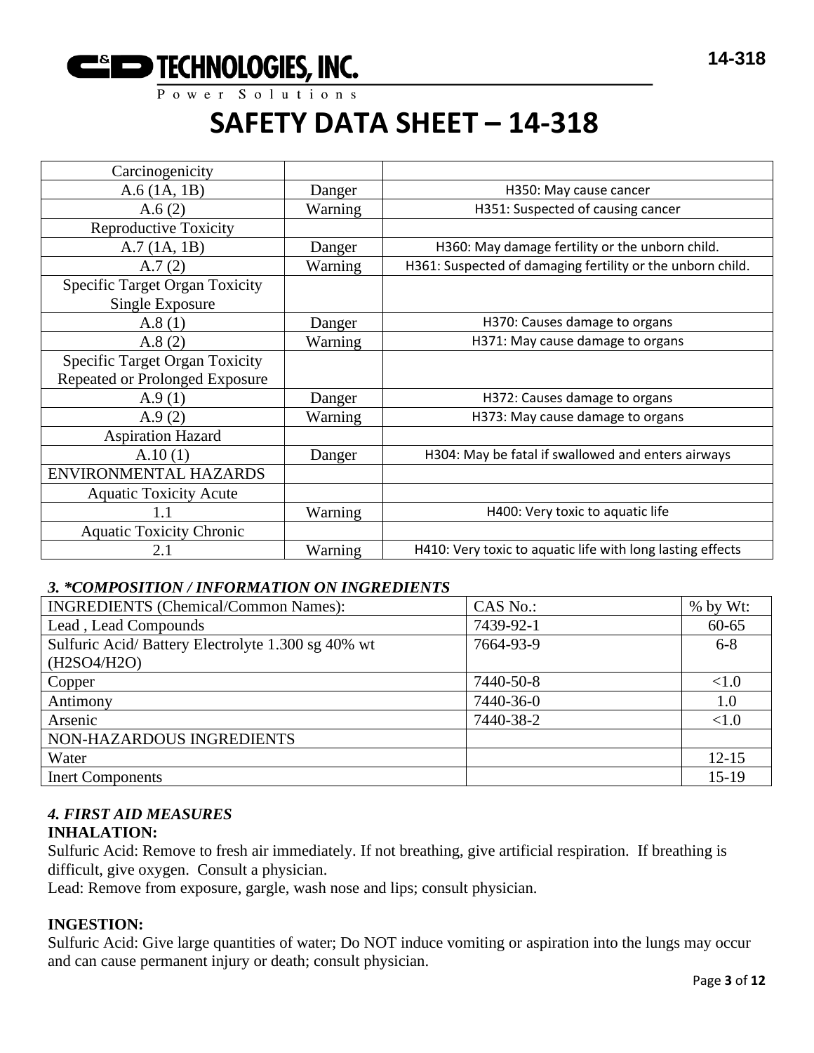# SAFETY DATA SHEET – 14-318

| | | |
|---|---|---|
| Carcinogenicity | | |
| A.6 (1A, 1B) | Danger | H350: May cause cancer |
| A.6 (2) | Warning | H351: Suspected of causing cancer |
| Reproductive Toxicity | | |
| A.7 (1A, 1B) | Danger | H360: May damage fertility or the unborn child. |
| A.7 (2) | Warning | H361: Suspected of damaging fertility or the unborn child. |
| Specific Target Organ Toxicity Single Exposure | | |
| A.8 (1) | Danger | H370: Causes damage to organs |
| A.8 (2) | Warning | H371: May cause damage to organs |
| Specific Target Organ Toxicity Repeated or Prolonged Exposure | | |
| A.9 (1) | Danger | H372: Causes damage to organs |
| A.9 (2) | Warning | H373: May cause damage to organs |
| Aspiration Hazard | | |
| A.10 (1) | Danger | H304: May be fatal if swallowed and enters airways |
| ENVIRONMENTAL HAZARDS | | |
| Aquatic Toxicity Acute | | |
| 1.1 | Warning | H400: Very toxic to aquatic life |
| Aquatic Toxicity Chronic | | |
| 2.1 | Warning | H410: Very toxic to aquatic life with long lasting effects |

### *3. *COMPOSITION / INFORMATION ON INGREDIENTS*

| INGREDIENTS (Chemical/Common Names): | CAS No.: | % by Wt: |
|---|---|---|
| Lead , Lead Compounds | 7439-92-1 | 60-65 |
| Sulfuric Acid/ Battery Electrolyte 1.300 sg 40% wt ($H_2SO_4$/$H_2O$) | 7664-93-9 | 6-8 |
| Copper | 7440-50-8 | <1.0 |
| Antimony | 7440-36-0 | 1.0 |
| Arsenic | 7440-38-2 | <1.0 |
| NON-HAZARDOUS INGREDIENTS | | |
| Water | | 12-15 |
| Inert Components | | 15-19 |

### *4. FIRST AID MEASURES*

**INHALATION:**

Sulfuric Acid: Remove to fresh air immediately. If not breathing, give artificial respiration. If breathing is difficult, give oxygen. Consult a physician.

Lead: Remove from exposure, gargle, wash nose and lips; consult physician.

**INGESTION:**

Sulfuric Acid: Give large quantities of water; Do NOT induce vomiting or aspiration into the lungs may occur and can cause permanent injury or death; consult physician.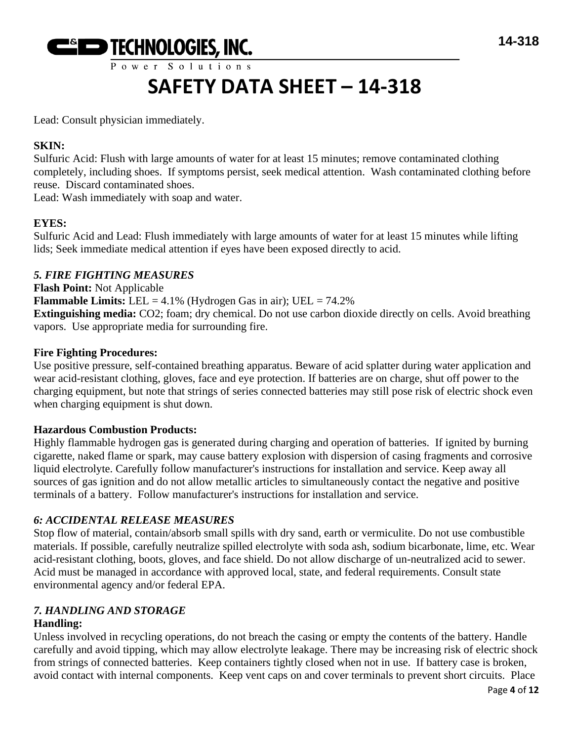Lead: Consult physician immediately.

**SKIN:**
Sulfuric Acid: Flush with large amounts of water for at least 15 minutes; remove contaminated clothing completely, including shoes. If symptoms persist, seek medical attention. Wash contaminated clothing before reuse. Discard contaminated shoes.
Lead: Wash immediately with soap and water.

**EYES:**
Sulfuric Acid and Lead: Flush immediately with large amounts of water for at least 15 minutes while lifting lids; Seek immediate medical attention if eyes have been exposed directly to acid.

### *5. FIRE FIGHTING MEASURES*

**Flash Point:** Not Applicable
**Flammable Limits:** LEL = 4.1% (Hydrogen Gas in air); UEL = 74.2%
**Extinguishing media:** $CO_2$; foam; dry chemical. Do not use carbon dioxide directly on cells. Avoid breathing vapors. Use appropriate media for surrounding fire.

**Fire Fighting Procedures:**
Use positive pressure, self-contained breathing apparatus. Beware of acid splatter during water application and wear acid-resistant clothing, gloves, face and eye protection. If batteries are on charge, shut off power to the charging equipment, but note that strings of series connected batteries may still pose risk of electric shock even when charging equipment is shut down.

**Hazardous Combustion Products:**
Highly flammable hydrogen gas is generated during charging and operation of batteries. If ignited by burning cigarette, naked flame or spark, may cause battery explosion with dispersion of casing fragments and corrosive liquid electrolyte. Carefully follow manufacturer's instructions for installation and service. Keep away all sources of gas ignition and do not allow metallic articles to simultaneously contact the negative and positive terminals of a battery. Follow manufacturer's instructions for installation and service.

### *6: ACCIDENTAL RELEASE MEASURES*

Stop flow of material, contain/absorb small spills with dry sand, earth or vermiculite. Do not use combustible materials. If possible, carefully neutralize spilled electrolyte with soda ash, sodium bicarbonate, lime, etc. Wear acid-resistant clothing, boots, gloves, and face shield. Do not allow discharge of un-neutralized acid to sewer. Acid must be managed in accordance with approved local, state, and federal requirements. Consult state environmental agency and/or federal EPA.

### *7. HANDLING AND STORAGE*

**Handling:**
Unless involved in recycling operations, do not breach the casing or empty the contents of the battery. Handle carefully and avoid tipping, which may allow electrolyte leakage. There may be increasing risk of electric shock from strings of connected batteries. Keep containers tightly closed when not in use. If battery case is broken, avoid contact with internal components. Keep vent caps on and cover terminals to prevent short circuits. Place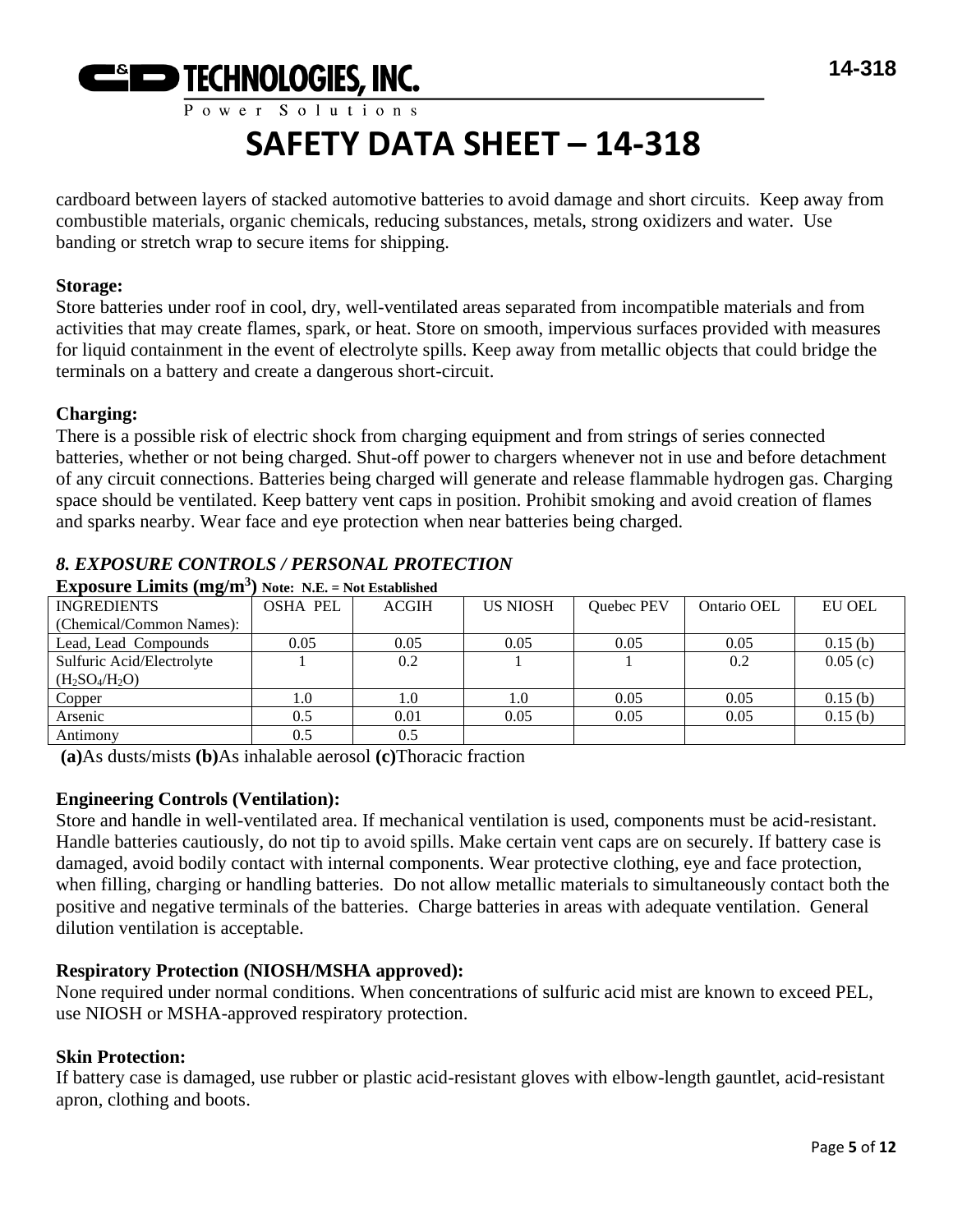cardboard between layers of stacked automotive batteries to avoid damage and short circuits. Keep away from combustible materials, organic chemicals, reducing substances, metals, strong oxidizers and water. Use banding or stretch wrap to secure items for shipping.

**Storage:**
Store batteries under roof in cool, dry, well-ventilated areas separated from incompatible materials and from activities that may create flames, spark, or heat. Store on smooth, impervious surfaces provided with measures for liquid containment in the event of electrolyte spills. Keep away from metallic objects that could bridge the terminals on a battery and create a dangerous short-circuit.

**Charging:**
There is a possible risk of electric shock from charging equipment and from strings of series connected batteries, whether or not being charged. Shut-off power to chargers whenever not in use and before detachment of any circuit connections. Batteries being charged will generate and release flammable hydrogen gas. Charging space should be ventilated. Keep battery vent caps in position. Prohibit smoking and avoid creation of flames and sparks nearby. Wear face and eye protection when near batteries being charged.

## *8. EXPOSURE CONTROLS / PERSONAL PROTECTION*

**Exposure Limits ($mg/m^3$)** **Note: N.E. = Not Established**

| INGREDIENTS (Chemical/Common Names): | OSHA PEL | ACGIH | US NIOSH | Quebec PEV | Ontario OEL | EU OEL |
|---|---|---|---|---|---|---|
| Lead, Lead Compounds | 0.05 | 0.05 | 0.05 | 0.05 | 0.05 | 0.15 (b) |
| Sulfuric Acid/Electrolyte ($H_2SO_4/H_2O$) | 1 | 0.2 | 1 | 1 | 0.2 | 0.05 (c) |
| Copper | 1.0 | 1.0 | 1.0 | 0.05 | 0.05 | 0.15 (b) |
| Arsenic | 0.5 | 0.01 | 0.05 | 0.05 | 0.05 | 0.15 (b) |
| Antimony | 0.5 | 0.5 | | | | |

**(a)**As dusts/mists **(b)**As inhalable aerosol **(c)**Thoracic fraction

**Engineering Controls (Ventilation):**
Store and handle in well-ventilated area. If mechanical ventilation is used, components must be acid-resistant. Handle batteries cautiously, do not tip to avoid spills. Make certain vent caps are on securely. If battery case is damaged, avoid bodily contact with internal components. Wear protective clothing, eye and face protection, when filling, charging or handling batteries. Do not allow metallic materials to simultaneously contact both the positive and negative terminals of the batteries. Charge batteries in areas with adequate ventilation. General dilution ventilation is acceptable.

**Respiratory Protection (NIOSH/MSHA approved):**
None required under normal conditions. When concentrations of sulfuric acid mist are known to exceed PEL, use NIOSH or MSHA-approved respiratory protection.

**Skin Protection:**
If battery case is damaged, use rubber or plastic acid-resistant gloves with elbow-length gauntlet, acid-resistant apron, clothing and boots.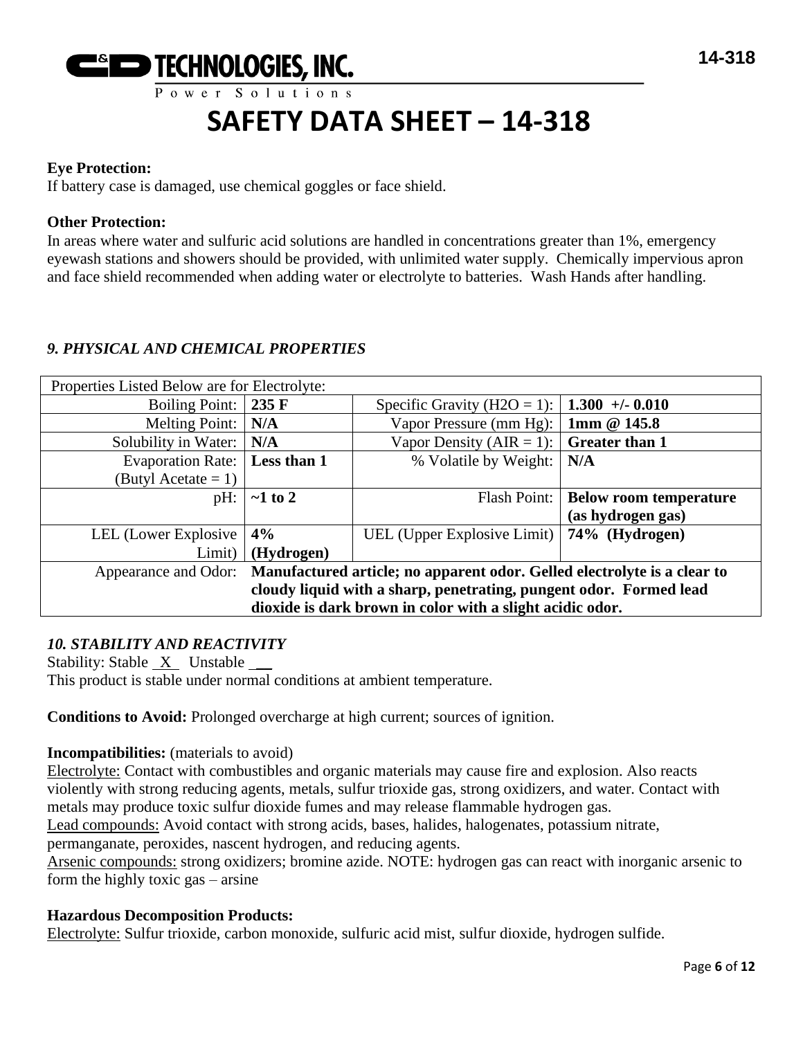# SAFETY DATA SHEET – 14-318

**Eye Protection:**
If battery case is damaged, use chemical goggles or face shield.

**Other Protection:**
In areas where water and sulfuric acid solutions are handled in concentrations greater than 1%, emergency eyewash stations and showers should be provided, with unlimited water supply. Chemically impervious apron and face shield recommended when adding water or electrolyte to batteries. Wash Hands after handling.

## *9. PHYSICAL AND CHEMICAL PROPERTIES*

| Properties Listed Below are for Electrolyte: | | | |
|---|---|---|---|
| Boiling Point: | **235 F** | Specific Gravity (H2O = 1): | **1.300 +/- 0.010** |
| Melting Point: | **N/A** | Vapor Pressure (mm Hg): | **1mm @ 145.8** |
| Solubility in Water: | **N/A** | Vapor Density (AIR = 1): | **Greater than 1** |
| Evaporation Rate: (Butyl Acetate = 1) | **Less than 1** | % Volatile by Weight: | **N/A** |
| pH: | **~1 to 2** | Flash Point: | **Below room temperature (as hydrogen gas)** |
| LEL (Lower Explosive Limit) | **4% (Hydrogen)** | UEL (Upper Explosive Limit) | **74% (Hydrogen)** |
| Appearance and Odor: | **Manufactured article; no apparent odor. Gelled electrolyte is a clear to cloudy liquid with a sharp, penetrating, pungent odor. Formed lead dioxide is dark brown in color with a slight acidic odor.** | | |

## *10. STABILITY AND REACTIVITY*

Stability: Stable _X_ Unstable __
This product is stable under normal conditions at ambient temperature.

**Conditions to Avoid:** Prolonged overcharge at high current; sources of ignition.

**Incompatibilities:** (materials to avoid)
Electrolyte: Contact with combustibles and organic materials may cause fire and explosion. Also reacts violently with strong reducing agents, metals, sulfur trioxide gas, strong oxidizers, and water. Contact with metals may produce toxic sulfur dioxide fumes and may release flammable hydrogen gas.
Lead compounds: Avoid contact with strong acids, bases, halides, halogenates, potassium nitrate, permanganate, peroxides, nascent hydrogen, and reducing agents.
Arsenic compounds: strong oxidizers; bromine azide. NOTE: hydrogen gas can react with inorganic arsenic to form the highly toxic gas – arsine

**Hazardous Decomposition Products:**
Electrolyte: Sulfur trioxide, carbon monoxide, sulfuric acid mist, sulfur dioxide, hydrogen sulfide.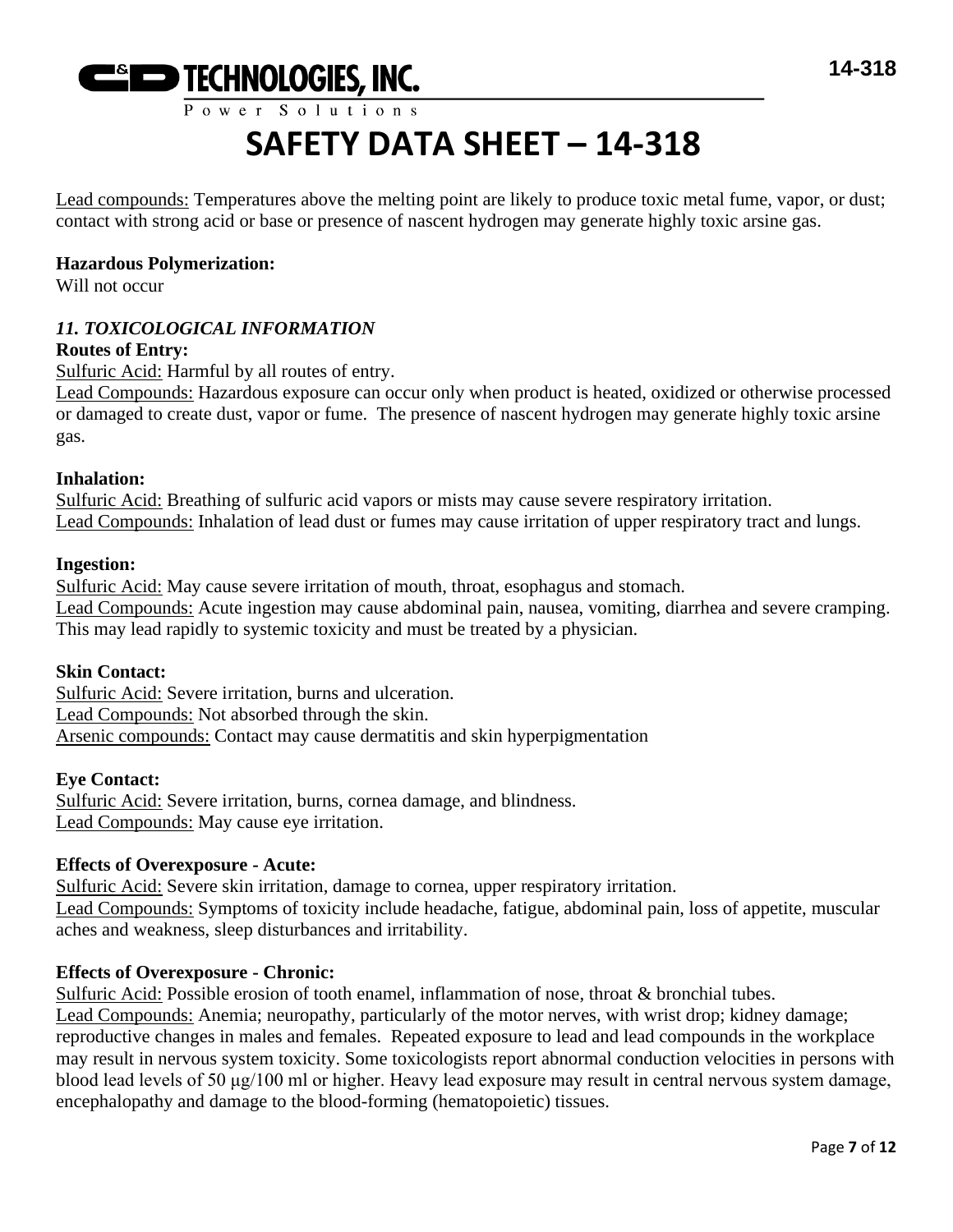Lead compounds: Temperatures above the melting point are likely to produce toxic metal fume, vapor, or dust; contact with strong acid or base or presence of nascent hydrogen may generate highly toxic arsine gas.

**Hazardous Polymerization:**
Will not occur

### *11. TOXICOLOGICAL INFORMATION*

**Routes of Entry:**
Sulfuric Acid: Harmful by all routes of entry.
Lead Compounds: Hazardous exposure can occur only when product is heated, oxidized or otherwise processed or damaged to create dust, vapor or fume. The presence of nascent hydrogen may generate highly toxic arsine gas.

**Inhalation:**
Sulfuric Acid: Breathing of sulfuric acid vapors or mists may cause severe respiratory irritation.
Lead Compounds: Inhalation of lead dust or fumes may cause irritation of upper respiratory tract and lungs.

**Ingestion:**
Sulfuric Acid: May cause severe irritation of mouth, throat, esophagus and stomach.
Lead Compounds: Acute ingestion may cause abdominal pain, nausea, vomiting, diarrhea and severe cramping. This may lead rapidly to systemic toxicity and must be treated by a physician.

**Skin Contact:**
Sulfuric Acid: Severe irritation, burns and ulceration.
Lead Compounds: Not absorbed through the skin.
Arsenic compounds: Contact may cause dermatitis and skin hyperpigmentation

**Eye Contact:**
Sulfuric Acid: Severe irritation, burns, cornea damage, and blindness.
Lead Compounds: May cause eye irritation.

**Effects of Overexposure - Acute:**
Sulfuric Acid: Severe skin irritation, damage to cornea, upper respiratory irritation.
Lead Compounds: Symptoms of toxicity include headache, fatigue, abdominal pain, loss of appetite, muscular aches and weakness, sleep disturbances and irritability.

**Effects of Overexposure - Chronic:**
Sulfuric Acid: Possible erosion of tooth enamel, inflammation of nose, throat & bronchial tubes.
Lead Compounds: Anemia; neuropathy, particularly of the motor nerves, with wrist drop; kidney damage; reproductive changes in males and females. Repeated exposure to lead and lead compounds in the workplace may result in nervous system toxicity. Some toxicologists report abnormal conduction velocities in persons with blood lead levels of 50 μg/100 ml or higher. Heavy lead exposure may result in central nervous system damage, encephalopathy and damage to the blood-forming (hematopoietic) tissues.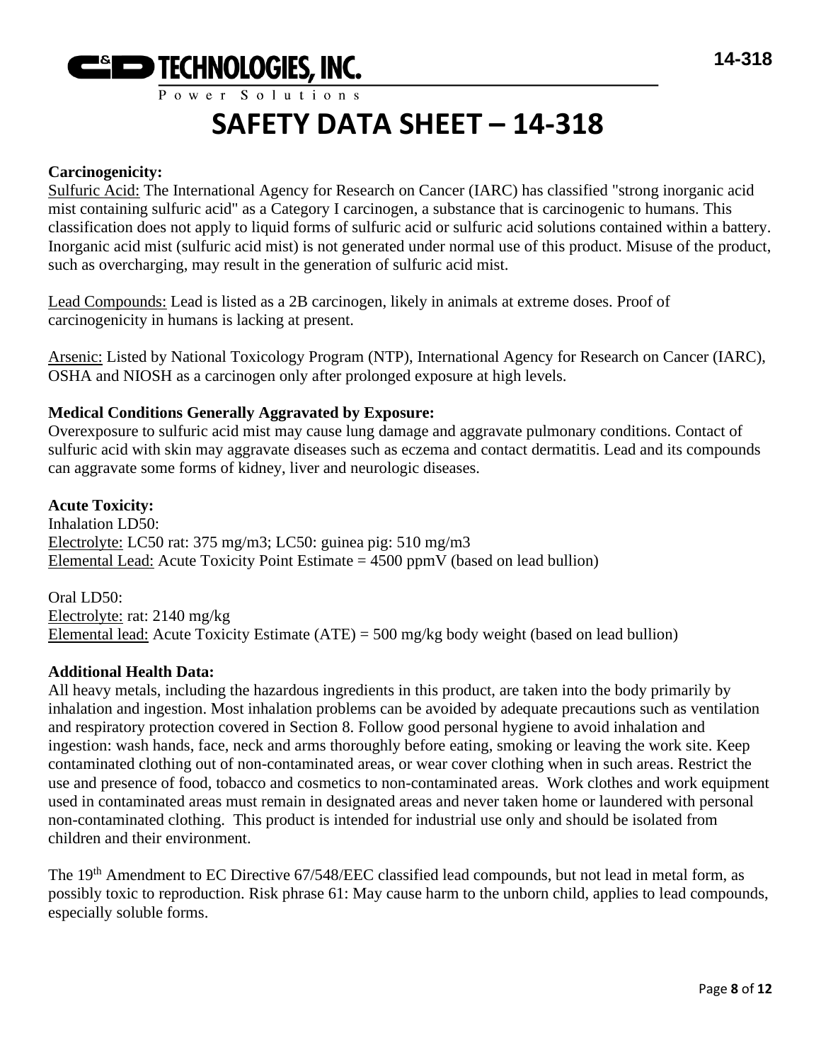**Carcinogenicity:**

Sulfuric Acid: The International Agency for Research on Cancer (IARC) has classified "strong inorganic acid mist containing sulfuric acid" as a Category I carcinogen, a substance that is carcinogenic to humans. This classification does not apply to liquid forms of sulfuric acid or sulfuric acid solutions contained within a battery. Inorganic acid mist (sulfuric acid mist) is not generated under normal use of this product. Misuse of the product, such as overcharging, may result in the generation of sulfuric acid mist.

Lead Compounds: Lead is listed as a 2B carcinogen, likely in animals at extreme doses. Proof of carcinogenicity in humans is lacking at present.

Arsenic: Listed by National Toxicology Program (NTP), International Agency for Research on Cancer (IARC), OSHA and NIOSH as a carcinogen only after prolonged exposure at high levels.

**Medical Conditions Generally Aggravated by Exposure:**

Overexposure to sulfuric acid mist may cause lung damage and aggravate pulmonary conditions. Contact of sulfuric acid with skin may aggravate diseases such as eczema and contact dermatitis. Lead and its compounds can aggravate some forms of kidney, liver and neurologic diseases.

**Acute Toxicity:**

Inhalation LD50:
Electrolyte: LC50 rat: 375 mg/m3; LC50: guinea pig: 510 mg/m3
Elemental Lead: Acute Toxicity Point Estimate = 4500 ppmV (based on lead bullion)

Oral LD50:
Electrolyte: rat: 2140 mg/kg
Elemental lead: Acute Toxicity Estimate (ATE) = 500 mg/kg body weight (based on lead bullion)

**Additional Health Data:**

All heavy metals, including the hazardous ingredients in this product, are taken into the body primarily by inhalation and ingestion. Most inhalation problems can be avoided by adequate precautions such as ventilation and respiratory protection covered in Section 8. Follow good personal hygiene to avoid inhalation and ingestion: wash hands, face, neck and arms thoroughly before eating, smoking or leaving the work site. Keep contaminated clothing out of non-contaminated areas, or wear cover clothing when in such areas. Restrict the use and presence of food, tobacco and cosmetics to non-contaminated areas. Work clothes and work equipment used in contaminated areas must remain in designated areas and never taken home or laundered with personal non-contaminated clothing. This product is intended for industrial use only and should be isolated from children and their environment.

The 19th Amendment to EC Directive 67/548/EEC classified lead compounds, but not lead in metal form, as possibly toxic to reproduction. Risk phrase 61: May cause harm to the unborn child, applies to lead compounds, especially soluble forms.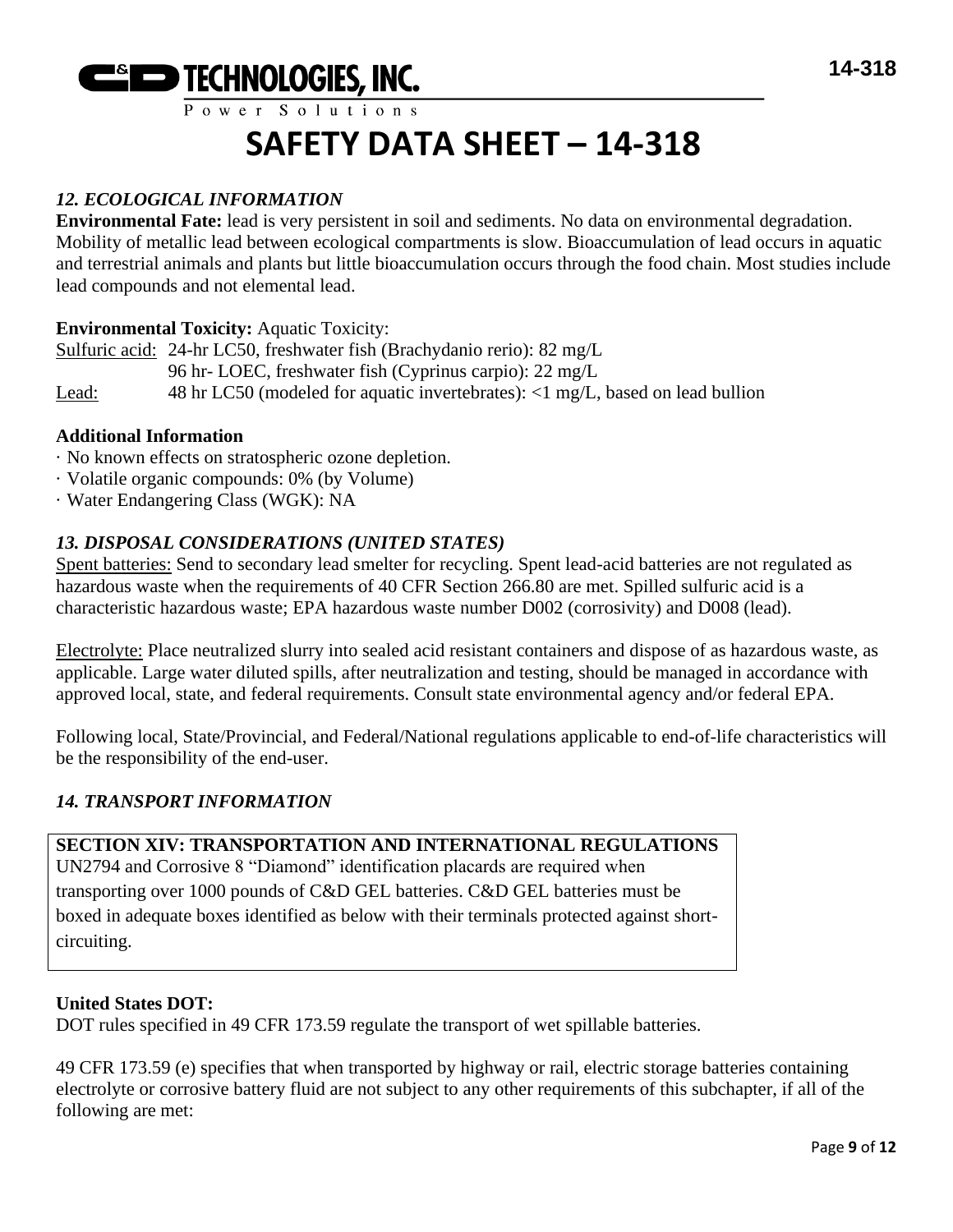# SAFETY DATA SHEET – 14-318

### *12. ECOLOGICAL INFORMATION*

**Environmental Fate:** lead is very persistent in soil and sediments. No data on environmental degradation. Mobility of metallic lead between ecological compartments is slow. Bioaccumulation of lead occurs in aquatic and terrestrial animals and plants but little bioaccumulation occurs through the food chain. Most studies include lead compounds and not elemental lead.

**Environmental Toxicity:** Aquatic Toxicity:

Sulfuric acid: 24-hr LC50, freshwater fish (Brachydanio rerio): 82 mg/L
96 hr- LOEC, freshwater fish (Cyprinus carpio): 22 mg/L

Lead: 48 hr LC50 (modeled for aquatic invertebrates): <1 mg/L, based on lead bullion

**Additional Information**

· No known effects on stratospheric ozone depletion.
· Volatile organic compounds: 0% (by Volume)
· Water Endangering Class (WGK): NA

### *13. DISPOSAL CONSIDERATIONS (UNITED STATES)*

Spent batteries: Send to secondary lead smelter for recycling. Spent lead-acid batteries are not regulated as hazardous waste when the requirements of 40 CFR Section 266.80 are met. Spilled sulfuric acid is a characteristic hazardous waste; EPA hazardous waste number D002 (corrosivity) and D008 (lead).

Electrolyte: Place neutralized slurry into sealed acid resistant containers and dispose of as hazardous waste, as applicable. Large water diluted spills, after neutralization and testing, should be managed in accordance with approved local, state, and federal requirements. Consult state environmental agency and/or federal EPA.

Following local, State/Provincial, and Federal/National regulations applicable to end-of-life characteristics will be the responsibility of the end-user.

### *14. TRANSPORT INFORMATION*

**SECTION XIV: TRANSPORTATION AND INTERNATIONAL REGULATIONS**
UN2794 and Corrosive 8 "Diamond" identification placards are required when transporting over 1000 pounds of C&D GEL batteries. C&D GEL batteries must be boxed in adequate boxes identified as below with their terminals protected against short-circuiting.

**United States DOT:**
DOT rules specified in 49 CFR 173.59 regulate the transport of wet spillable batteries.

49 CFR 173.59 (e) specifies that when transported by highway or rail, electric storage batteries containing electrolyte or corrosive battery fluid are not subject to any other requirements of this subchapter, if all of the following are met: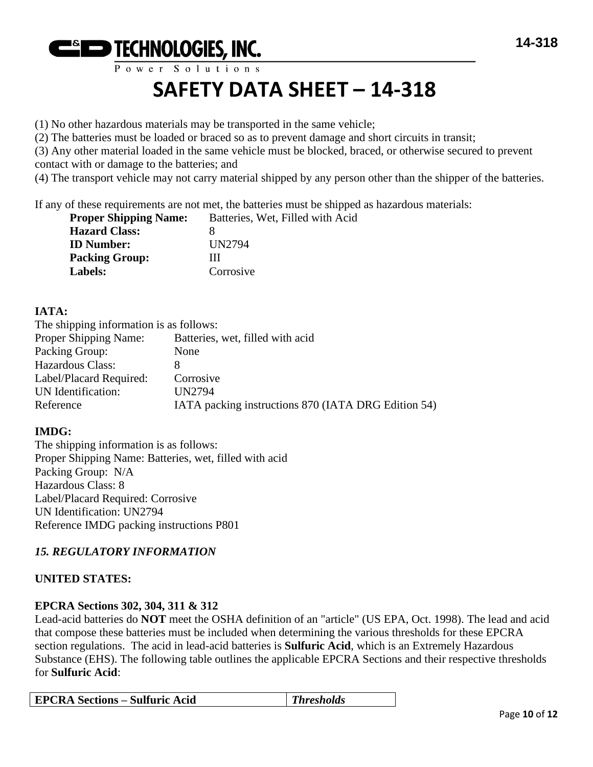(1) No other hazardous materials may be transported in the same vehicle;
(2) The batteries must be loaded or braced so as to prevent damage and short circuits in transit;
(3) Any other material loaded in the same vehicle must be blocked, braced, or otherwise secured to prevent contact with or damage to the batteries; and
(4) The transport vehicle may not carry material shipped by any person other than the shipper of the batteries.

If any of these requirements are not met, the batteries must be shipped as hazardous materials:

| | |
|---|---|
| **Proper Shipping Name:** | Batteries, Wet, Filled with Acid |
| **Hazard Class:** | 8 |
| **ID Number:** | UN2794 |
| **Packing Group:** | III |
| **Labels:** | Corrosive |

**IATA:**

The shipping information is as follows:

| | |
|---|---|
| Proper Shipping Name: | Batteries, wet, filled with acid |
| Packing Group: | None |
| Hazardous Class: | 8 |
| Label/Placard Required: | Corrosive |
| UN Identification: | UN2794 |
| Reference | IATA packing instructions 870 (IATA DRG Edition 54) |

**IMDG:**

The shipping information is as follows:
Proper Shipping Name: Batteries, wet, filled with acid
Packing Group: N/A
Hazardous Class: 8
Label/Placard Required: Corrosive
UN Identification: UN2794
Reference IMDG packing instructions P801

### *15. REGULATORY INFORMATION*

**UNITED STATES:**

**EPCRA Sections 302, 304, 311 & 312**

Lead-acid batteries do **NOT** meet the OSHA definition of an "article" (US EPA, Oct. 1998). The lead and acid that compose these batteries must be included when determining the various thresholds for these EPCRA section regulations. The acid in lead-acid batteries is **Sulfuric Acid**, which is an Extremely Hazardous Substance (EHS). The following table outlines the applicable EPCRA Sections and their respective thresholds for **Sulfuric Acid**:

| EPCRA Sections – Sulfuric Acid | *Thresholds* |
|---|---|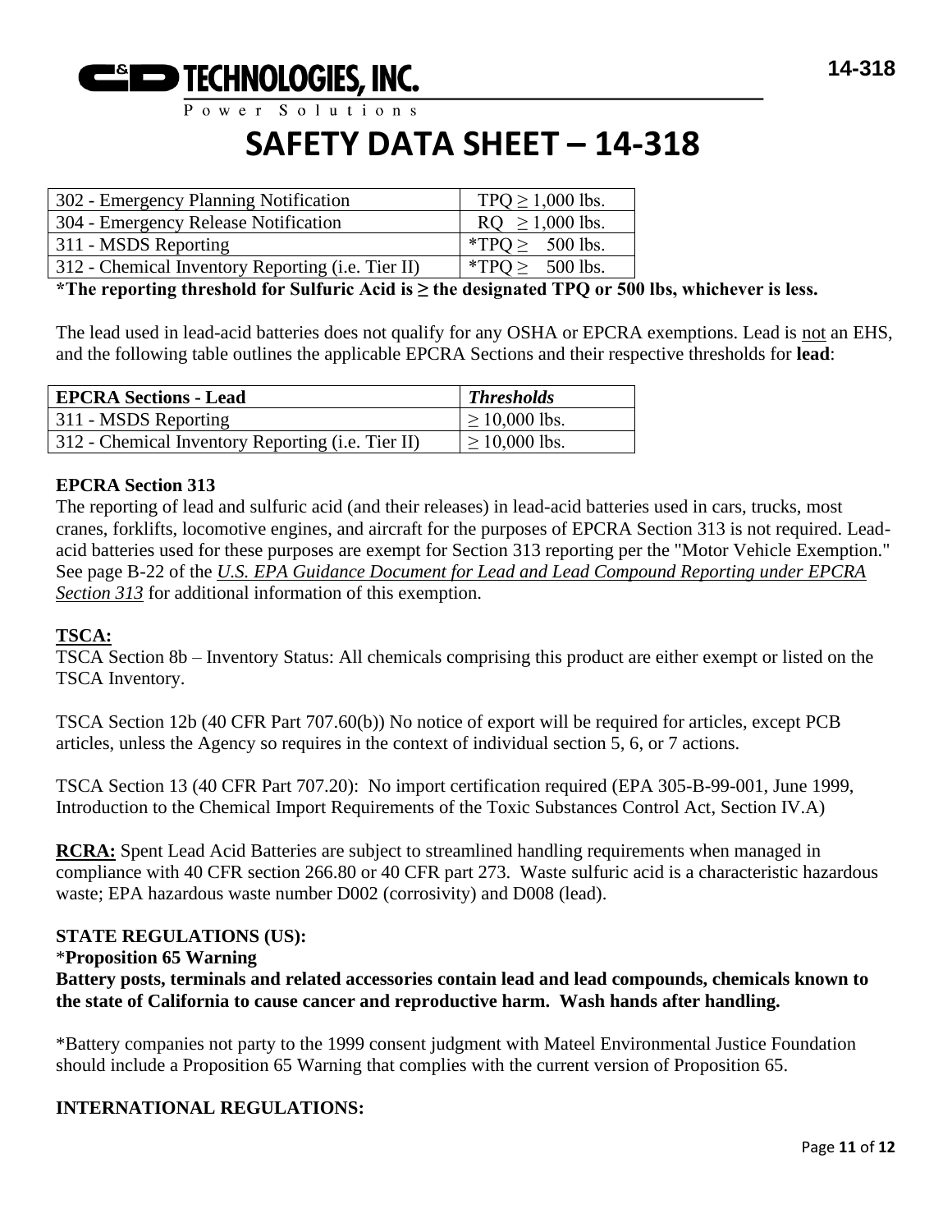| 302 - Emergency Planning Notification | TPQ ≥ 1,000 lbs. |
|---|---|
| 304 - Emergency Release Notification | RQ ≥ 1,000 lbs. |
| 311 - MSDS Reporting | *TPQ ≥ 500 lbs. |
| 312 - Chemical Inventory Reporting (i.e. Tier II) | *TPQ ≥ 500 lbs. |

**\*The reporting threshold for Sulfuric Acid is ≥ the designated TPQ or 500 lbs, whichever is less.**

The lead used in lead-acid batteries does not qualify for any OSHA or EPCRA exemptions. Lead is not an EHS, and the following table outlines the applicable EPCRA Sections and their respective thresholds for **lead**:

| **EPCRA Sections - Lead** | ***Thresholds*** |
|---|---|
| 311 - MSDS Reporting | ≥ 10,000 lbs. |
| 312 - Chemical Inventory Reporting (i.e. Tier II) | ≥ 10,000 lbs. |

**EPCRA Section 313**

The reporting of lead and sulfuric acid (and their releases) in lead-acid batteries used in cars, trucks, most cranes, forklifts, locomotive engines, and aircraft for the purposes of EPCRA Section 313 is not required. Lead-acid batteries used for these purposes are exempt for Section 313 reporting per the "Motor Vehicle Exemption." See page B-22 of the *U.S. EPA Guidance Document for Lead and Lead Compound Reporting under EPCRA Section 313* for additional information of this exemption.

**TSCA:**

TSCA Section 8b – Inventory Status: All chemicals comprising this product are either exempt or listed on the TSCA Inventory.

TSCA Section 12b (40 CFR Part 707.60(b)) No notice of export will be required for articles, except PCB articles, unless the Agency so requires in the context of individual section 5, 6, or 7 actions.

TSCA Section 13 (40 CFR Part 707.20): No import certification required (EPA 305-B-99-001, June 1999, Introduction to the Chemical Import Requirements of the Toxic Substances Control Act, Section IV.A)

**RCRA:** Spent Lead Acid Batteries are subject to streamlined handling requirements when managed in compliance with 40 CFR section 266.80 or 40 CFR part 273. Waste sulfuric acid is a characteristic hazardous waste; EPA hazardous waste number D002 (corrosivity) and D008 (lead).

**STATE REGULATIONS (US):**

\***Proposition 65 Warning**

**Battery posts, terminals and related accessories contain lead and lead compounds, chemicals known to the state of California to cause cancer and reproductive harm. Wash hands after handling.**

*Battery companies not party to the 1999 consent judgment with Mateel Environmental Justice Foundation should include a Proposition 65 Warning that complies with the current version of Proposition 65.

**INTERNATIONAL REGULATIONS:**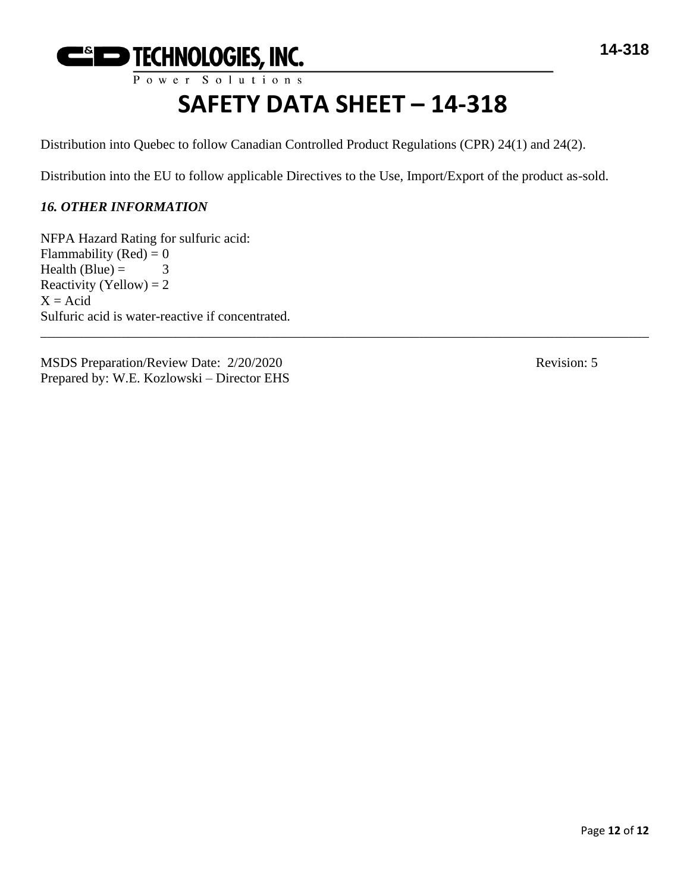Distribution into Quebec to follow Canadian Controlled Product Regulations (CPR) 24(1) and 24(2).

Distribution into the EU to follow applicable Directives to the Use, Import/Export of the product as-sold.

### *16. OTHER INFORMATION*

NFPA Hazard Rating for sulfuric acid:
Flammability (Red) = 0
Health (Blue) = 3
Reactivity (Yellow) = 2
X = Acid
Sulfuric acid is water-reactive if concentrated.

---

MSDS Preparation/Review Date: 2/20/2020 Revision: 5
Prepared by: W.E. Kozlowski – Director EHS